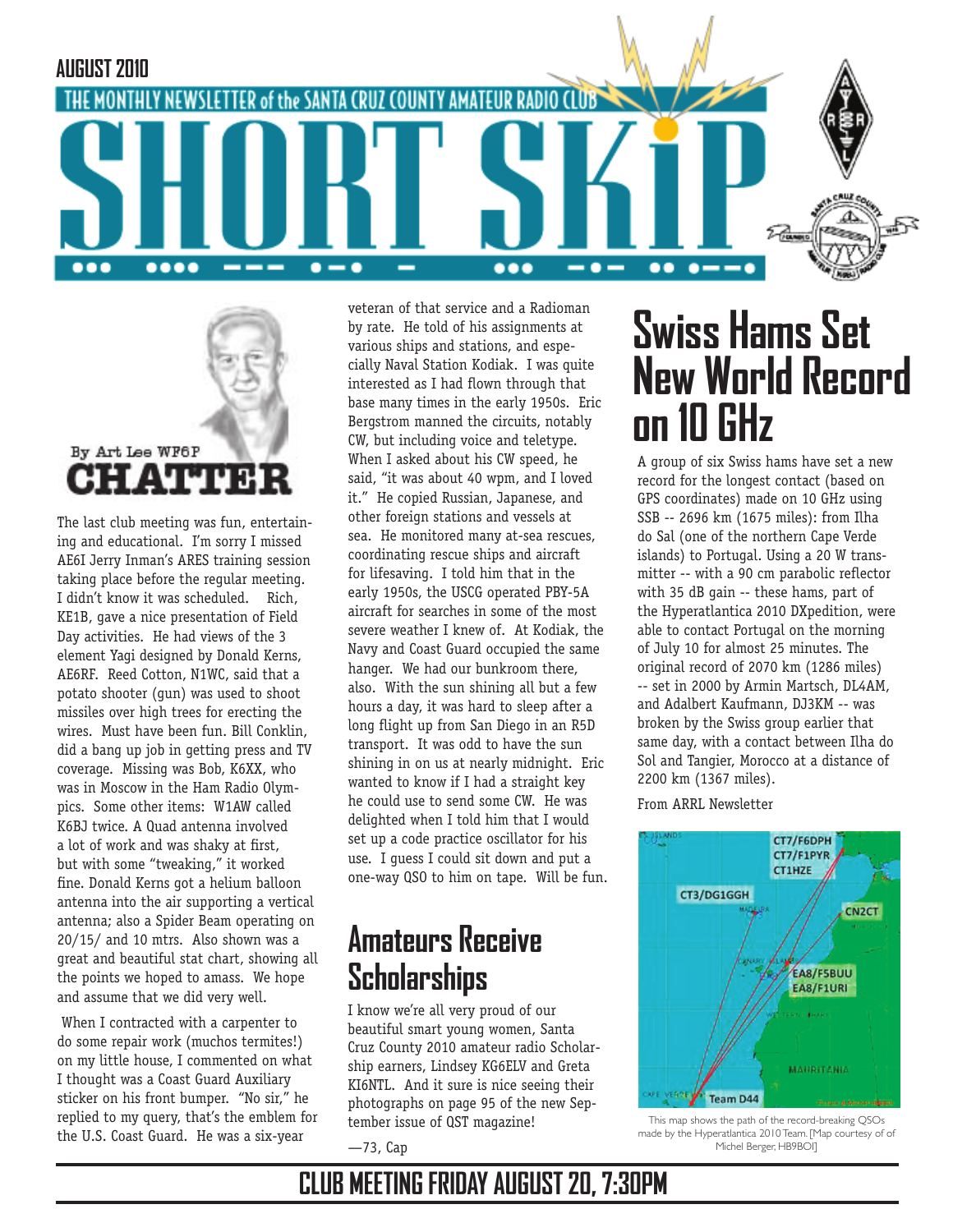AUGUST 2010

THE MONTHLY NEWSLETTER of the SANTA CRUZ COUNTY AMATEUR RADIO CLUB

# SHORT SKiP

## CHATTER

By Art Lee WF6P

The last club meeting was fun, entertaining and educational. I'm sorry I missed AE6I Jerry Inman's ARES training session taking place before the regular meeting. I didn't know it was scheduled. Rich, KE1B, gave a nice presentation of Field Day activities. He had views of the 3 element Yagi designed by Donald Kerns, AE6RF. Reed Cotton, N1WC, said that a potato shooter (gun) was used to shoot missiles over high trees for erecting the wires. Must have been fun. Bill Conklin, did a bang up job in getting press and TV coverage. Missing was Bob, K6XX, who was in Moscow in the Ham Radio Olympics. Some other items: W1AW called K6BJ twice. A Quad antenna involved a lot of work and was shaky at first, but with some "tweaking," it worked fine. Donald Kerns got a helium balloon antenna into the air supporting a vertical antenna; also a Spider Beam operating on 20/15/ and 10 mtrs. Also shown was a great and beautiful stat chart, showing all the points we hoped to amass. We hope and assume that we did very well.

When I contracted with a carpenter to do some repair work (muchos termites!) on my little house, I commented on what I thought was a Coast Guard Auxiliary sticker on his front bumper. "No sir," he replied to my query, that's the emblem for the U.S. Coast Guard. He was a six-year veteran of that service and a Radioman by rate. He told of his assignments at various ships and stations, and especially Naval Station Kodiak. I was quite interested as I had flown through that base many times in the early 1950s. Eric Bergstrom manned the circuits, notably CW, but including voice and teletype. When I asked about his CW speed, he said, "it was about 40 wpm, and I loved it." He copied Russian, Japanese, and other foreign stations and vessels at sea. He monitored many at-sea rescues, coordinating rescue ships and aircraft for lifesaving. I told him that in the early 1950s, the USCG operated PBY-5A aircraft for searches in some of the most severe weather I knew of. At Kodiak, the Navy and Coast Guard occupied the same hanger. We had our bunkroom there, also. With the sun shining all but a few hours a day, it was hard to sleep after a long flight up from San Diego in an R5D transport. It was odd to have the sun shining in on us at nearly midnight. Eric wanted to know if I had a straight key he could use to send some CW. He was delighted when I told him that I would set up a code practice oscillator for his use. I guess I could sit down and put a one-way QSO to him on tape. Will be fun.

## Amateurs Receive Scholarships

I know we're all very proud of our beautiful smart young women, Santa Cruz County 2010 amateur radio Scholarship earners, Lindsey KG6ELV and Greta KI6NTL. And it sure is nice seeing their photographs on page 95 of the new September issue of QST magazine!

—73, Cap

## Swiss Hams Set New World Record on 10 GHz

A group of six Swiss hams have set a new record for the longest contact (based on GPS coordinates) made on 10 GHz using SSB -- 2696 km (1675 miles): from Ilha do Sal (one of the northern Cape Verde islands) to Portugal. Using a 20 W transmitter -- with a 90 cm parabolic reflector with 35 dB gain -- these hams, part of the Hyperatlantica 2010 DXpedition, were able to contact Portugal on the morning of July 10 for almost 25 minutes. The original record of 2070 km (1286 miles) -- set in 2000 by Armin Martsch, DL4AM, and Adalbert Kaufmann, DJ3KM -- was broken by the Swiss group earlier that same day, with a contact between Ilha do Sol and Tangier, Morocco at a distance of 2200 km (1367 miles).

From ARRL Newsletter

This map shows the path of the record-breaking QSOs made by the Hyperatlantica 2010 Team. [Map courtesy of of Michel Berger, HB9BOI]

**CLUB MEETING FRIDAY AUGUST 20, 7:30PM**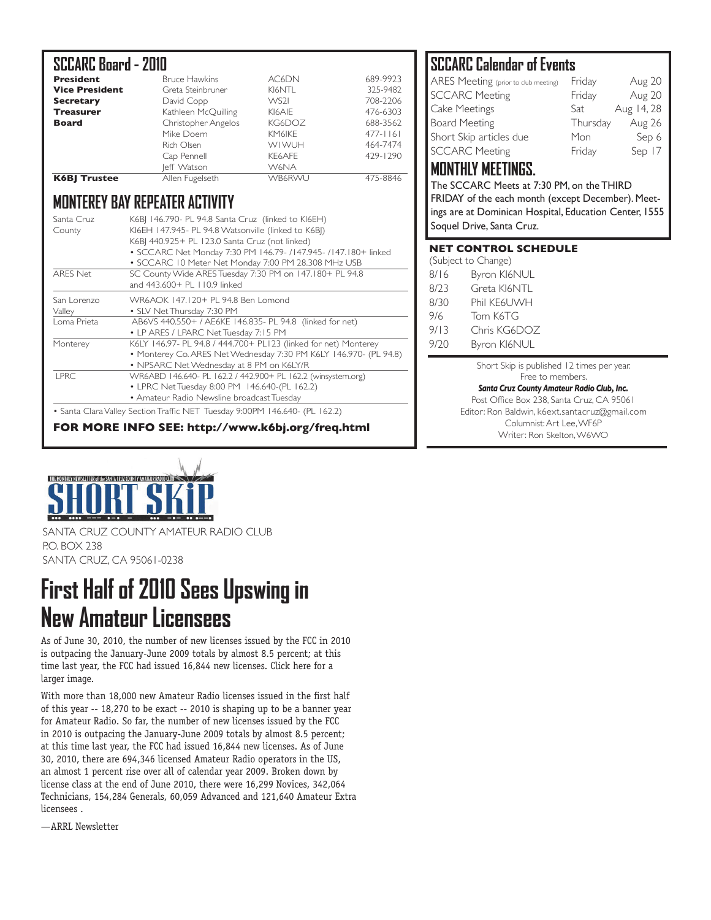## SCCARC Board - 2010

| | | | |
|---|---|---|---|
| **President** | Bruce Hawkins | AC6DN | 689-9923 |
| **Vice President** | Greta Steinbruner | KI6NTL | 325-9482 |
| **Secretary** | David Copp | WS2I | 708-2206 |
| **Treasurer** | Kathleen McQuilling | KI6AIE | 476-6303 |
| **Board** | Christopher Angelos | KG6DOZ | 688-3562 |
| | Mike Doern | KM6IKE | 477-1161 |
| | Rich Olsen | W1WUH | 464-7474 |
| | Cap Pennell | KE6AFE | 429-1290 |
| | Jeff Watson | W6NA | |
| **K6BJ Trustee** | Allen Fugelseth | WB6RWU | 475-8846 |

## MONTEREY BAY REPEATER ACTIVITY

| | |
|---|---|
| Santa Cruz County | K6BJ 146.790- PL 94.8 Santa Cruz (linked to KI6EH)<br>KI6EH 147.945- PL 94.8 Watsonville (linked to K6BJ)<br>K6BJ 440.925+ PL 123.0 Santa Cruz (not linked)<br>• SCCARC Net Monday 7:30 PM 146.79- /147.945- /147.180+ linked<br>• SCCARC 10 Meter Net Monday 7:00 PM 28.308 MHz USB |
| ARES Net | SC County Wide ARES Tuesday 7:30 PM on 147.180+ PL 94.8 and 443.600+ PL 110.9 linked |
| San Lorenzo Valley | WR6AOK 147.120+ PL 94.8 Ben Lomond<br>• SLV Net Thursday 7:30 PM |
| Loma Prieta | AB6VS 440.550+ / AE6KE 146.835- PL 94.8 (linked for net)<br>• LP ARES / LPARC Net Tuesday 7:15 PM |
| Monterey | K6LY 146.97- PL 94.8 / 444.700+ PL123 (linked for net) Monterey<br>• Monterey Co. ARES Net Wednesday 7:30 PM K6LY 146.970- (PL 94.8)<br>• NPSARC Net Wednesday at 8 PM on K6LY/R |
| LPRC | WR6ABD 146.640- PL 162.2 / 442.900+ PL 162.2 (winsystem.org)<br>• LPRC Net Tuesday 8:00 PM 146.640-(PL 162.2)<br>• Amateur Radio Newsline broadcast Tuesday |

• Santa Clara Valley Section Traffic NET Tuesday 9:00PM 146.640- (PL 162.2)

**FOR MORE INFO SEE: http://www.k6bj.org/freq.html**

## SCCARC Calendar of Events

| | | |
|---|---|---|
| ARES Meeting (prior to club meeting) | Friday | Aug 20 |
| SCCARC Meeting | Friday | Aug 20 |
| Cake Meetings | Sat | Aug 14, 28 |
| Board Meeting | Thursday | Aug 26 |
| Short Skip articles due | Mon | Sep 6 |
| SCCARC Meeting | Friday | Sep 17 |

## MONTHLY MEETINGS.

The SCCARC Meets at 7:30 PM, on the THIRD FRIDAY of the each month (except December). Meetings are at Dominican Hospital, Education Center, 1555 Soquel Drive, Santa Cruz.

### NET CONTROL SCHEDULE

(Subject to Change)

| | |
|---|---|
| 8/16 | Byron KI6NUL |
| 8/23 | Greta KI6NTL |
| 8/30 | Phil KE6UWH |
| 9/6 | Tom K6TG |
| 9/13 | Chris KG6DOZ |
| 9/20 | Byron KI6NUL |

Short Skip is published 12 times per year.
Free to members.
***Santa Cruz County Amateur Radio Club, Inc.***
Post Office Box 238, Santa Cruz, CA 95061
Editor: Ron Baldwin, k6ext.santacruz@gmail.com
Columnist: Art Lee, WF6P
Writer: Ron Skelton, W6WO

THE MONTHLY NEWSLETTER of the SANTA CRUZ COUNTY AMATEUR RADIO CLUB
SHORT SKIP

SANTA CRUZ COUNTY AMATEUR RADIO CLUB
P.O. BOX 238
SANTA CRUZ, CA 95061-0238

# First Half of 2010 Sees Upswing in New Amateur Licensees

As of June 30, 2010, the number of new licenses issued by the FCC in 2010 is outpacing the January-June 2009 totals by almost 8.5 percent; at this time last year, the FCC had issued 16,844 new licenses. Click here for a larger image.

With more than 18,000 new Amateur Radio licenses issued in the first half of this year -- 18,270 to be exact -- 2010 is shaping up to be a banner year for Amateur Radio. So far, the number of new licenses issued by the FCC in 2010 is outpacing the January-June 2009 totals by almost 8.5 percent; at this time last year, the FCC had issued 16,844 new licenses. As of June 30, 2010, there are 694,346 licensed Amateur Radio operators in the US, an almost 1 percent rise over all of calendar year 2009. Broken down by license class at the end of June 2010, there were 16,299 Novices, 342,064 Technicians, 154,284 Generals, 60,059 Advanced and 121,640 Amateur Extra licensees .

—ARRL Newsletter